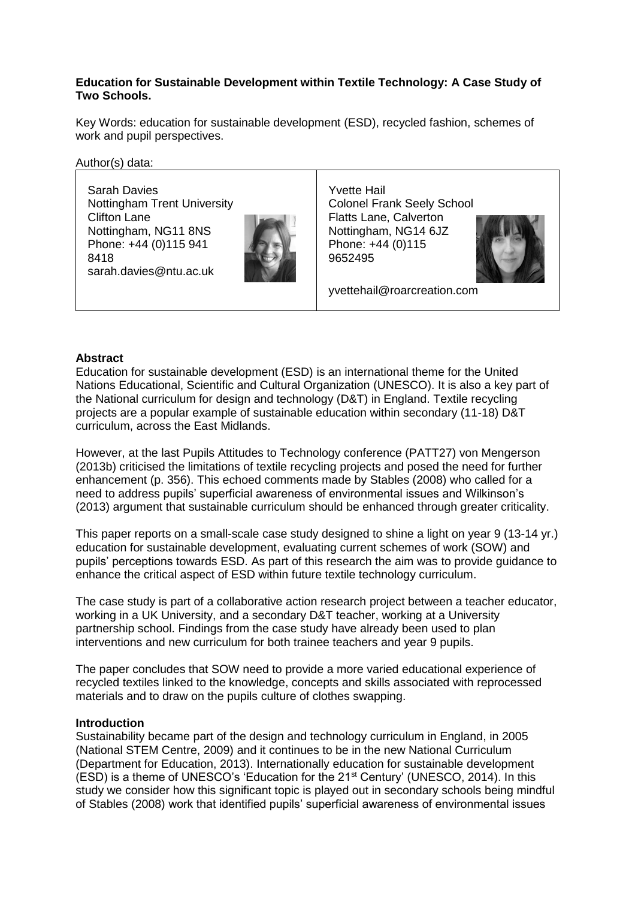**Education for Sustainable Development within Textile Technology: A Case Study of Two Schools.**

Key Words: education for sustainable development (ESD), recycled fashion, schemes of work and pupil perspectives.

Author(s) data:

| | |
|---|---|
| Sarah Davies<br>Nottingham Trent University<br>Clifton Lane<br>Nottingham, NG11 8NS<br>Phone: +44 (0)115 941 8418<br>sarah.davies@ntu.ac.uk | Yvette Hail<br>Colonel Frank Seely School<br>Flatts Lane, Calverton<br>Nottingham, NG14 6JZ<br>Phone: +44 (0)115 9652495<br>yvettehail@roarcreation.com |

**Abstract**

Education for sustainable development (ESD) is an international theme for the United Nations Educational, Scientific and Cultural Organization (UNESCO). It is also a key part of the National curriculum for design and technology (D&T) in England. Textile recycling projects are a popular example of sustainable education within secondary (11-18) D&T curriculum, across the East Midlands.

However, at the last Pupils Attitudes to Technology conference (PATT27) von Mengerson (2013b) criticised the limitations of textile recycling projects and posed the need for further enhancement (p. 356). This echoed comments made by Stables (2008) who called for a need to address pupils' superficial awareness of environmental issues and Wilkinson's (2013) argument that sustainable curriculum should be enhanced through greater criticality.

This paper reports on a small-scale case study designed to shine a light on year 9 (13-14 yr.) education for sustainable development, evaluating current schemes of work (SOW) and pupils' perceptions towards ESD. As part of this research the aim was to provide guidance to enhance the critical aspect of ESD within future textile technology curriculum.

The case study is part of a collaborative action research project between a teacher educator, working in a UK University, and a secondary D&T teacher, working at a University partnership school. Findings from the case study have already been used to plan interventions and new curriculum for both trainee teachers and year 9 pupils.

The paper concludes that SOW need to provide a more varied educational experience of recycled textiles linked to the knowledge, concepts and skills associated with reprocessed materials and to draw on the pupils culture of clothes swapping.

**Introduction**

Sustainability became part of the design and technology curriculum in England, in 2005 (National STEM Centre, 2009) and it continues to be in the new National Curriculum (Department for Education, 2013). Internationally education for sustainable development (ESD) is a theme of UNESCO's 'Education for the 21st Century' (UNESCO, 2014). In this study we consider how this significant topic is played out in secondary schools being mindful of Stables (2008) work that identified pupils' superficial awareness of environmental issues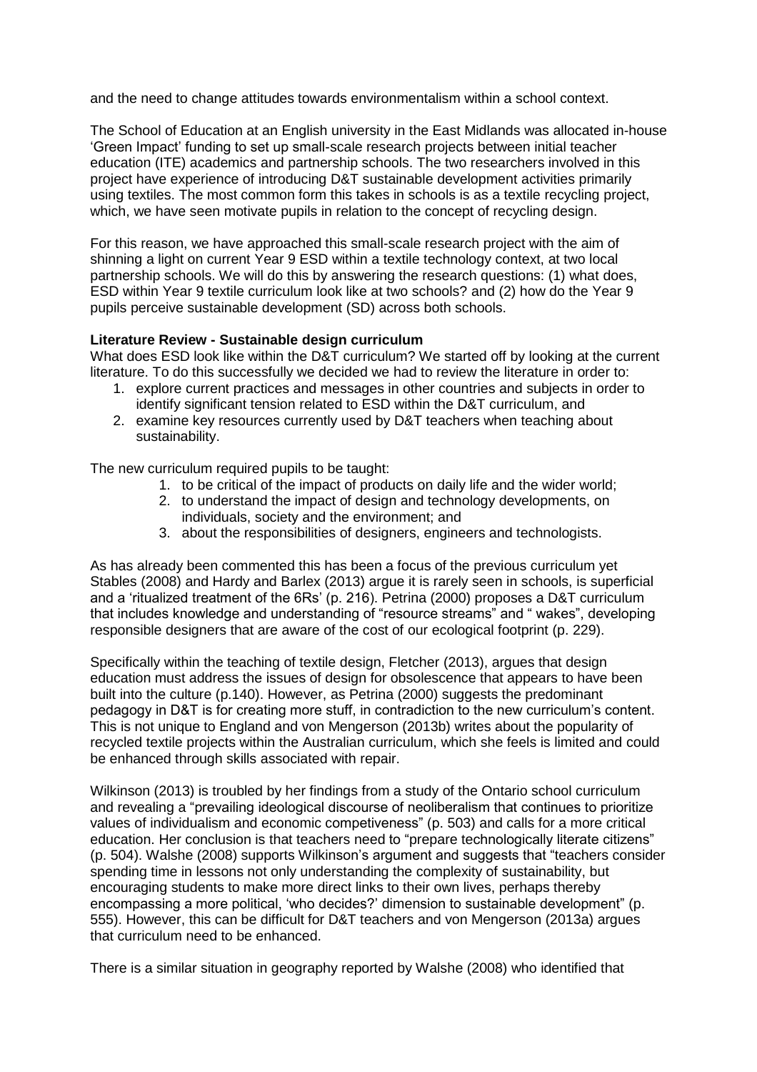and the need to change attitudes towards environmentalism within a school context.

The School of Education at an English university in the East Midlands was allocated in-house 'Green Impact' funding to set up small-scale research projects between initial teacher education (ITE) academics and partnership schools. The two researchers involved in this project have experience of introducing D&T sustainable development activities primarily using textiles. The most common form this takes in schools is as a textile recycling project, which, we have seen motivate pupils in relation to the concept of recycling design.

For this reason, we have approached this small-scale research project with the aim of shinning a light on current Year 9 ESD within a textile technology context, at two local partnership schools. We will do this by answering the research questions: (1) what does, ESD within Year 9 textile curriculum look like at two schools? and (2) how do the Year 9 pupils perceive sustainable development (SD) across both schools.

**Literature Review - Sustainable design curriculum**

What does ESD look like within the D&T curriculum? We started off by looking at the current literature. To do this successfully we decided we had to review the literature in order to:

1. explore current practices and messages in other countries and subjects in order to identify significant tension related to ESD within the D&T curriculum, and
2. examine key resources currently used by D&T teachers when teaching about sustainability.

The new curriculum required pupils to be taught:

1. to be critical of the impact of products on daily life and the wider world;
2. to understand the impact of design and technology developments, on individuals, society and the environment; and
3. about the responsibilities of designers, engineers and technologists.

As has already been commented this has been a focus of the previous curriculum yet Stables (2008) and Hardy and Barlex (2013) argue it is rarely seen in schools, is superficial and a 'ritualized treatment of the 6Rs' (p. 216). Petrina (2000) proposes a D&T curriculum that includes knowledge and understanding of "resource streams" and " wakes", developing responsible designers that are aware of the cost of our ecological footprint (p. 229).

Specifically within the teaching of textile design, Fletcher (2013), argues that design education must address the issues of design for obsolescence that appears to have been built into the culture (p.140). However, as Petrina (2000) suggests the predominant pedagogy in D&T is for creating more stuff, in contradiction to the new curriculum's content. This is not unique to England and von Mengerson (2013b) writes about the popularity of recycled textile projects within the Australian curriculum, which she feels is limited and could be enhanced through skills associated with repair.

Wilkinson (2013) is troubled by her findings from a study of the Ontario school curriculum and revealing a "prevailing ideological discourse of neoliberalism that continues to prioritize values of individualism and economic competiveness" (p. 503) and calls for a more critical education. Her conclusion is that teachers need to "prepare technologically literate citizens" (p. 504). Walshe (2008) supports Wilkinson's argument and suggests that "teachers consider spending time in lessons not only understanding the complexity of sustainability, but encouraging students to make more direct links to their own lives, perhaps thereby encompassing a more political, 'who decides?' dimension to sustainable development" (p. 555). However, this can be difficult for D&T teachers and von Mengerson (2013a) argues that curriculum need to be enhanced.

There is a similar situation in geography reported by Walshe (2008) who identified that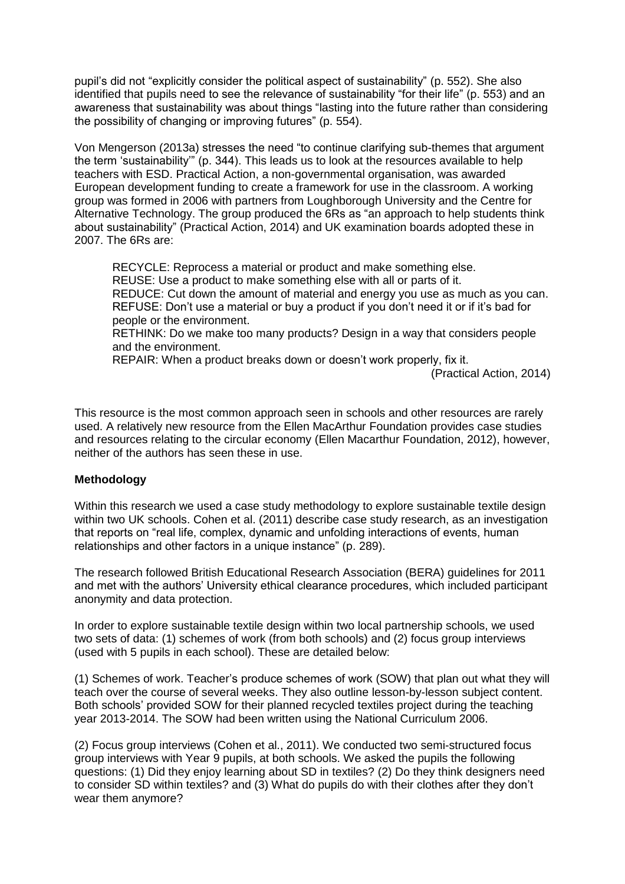pupil's did not "explicitly consider the political aspect of sustainability" (p. 552). She also identified that pupils need to see the relevance of sustainability "for their life" (p. 553) and an awareness that sustainability was about things "lasting into the future rather than considering the possibility of changing or improving futures" (p. 554).

Von Mengerson (2013a) stresses the need "to continue clarifying sub-themes that argument the term 'sustainability'" (p. 344). This leads us to look at the resources available to help teachers with ESD. Practical Action, a non-governmental organisation, was awarded European development funding to create a framework for use in the classroom. A working group was formed in 2006 with partners from Loughborough University and the Centre for Alternative Technology. The group produced the 6Rs as "an approach to help students think about sustainability" (Practical Action, 2014) and UK examination boards adopted these in 2007. The 6Rs are:

> RECYCLE: Reprocess a material or product and make something else.
> REUSE: Use a product to make something else with all or parts of it.
> REDUCE: Cut down the amount of material and energy you use as much as you can.
> REFUSE: Don't use a material or buy a product if you don't need it or if it's bad for people or the environment.
> RETHINK: Do we make too many products? Design in a way that considers people and the environment.
> REPAIR: When a product breaks down or doesn't work properly, fix it.
> (Practical Action, 2014)

This resource is the most common approach seen in schools and other resources are rarely used. A relatively new resource from the Ellen MacArthur Foundation provides case studies and resources relating to the circular economy (Ellen Macarthur Foundation, 2012), however, neither of the authors has seen these in use.

**Methodology**

Within this research we used a case study methodology to explore sustainable textile design within two UK schools. Cohen et al. (2011) describe case study research, as an investigation that reports on "real life, complex, dynamic and unfolding interactions of events, human relationships and other factors in a unique instance" (p. 289).

The research followed British Educational Research Association (BERA) guidelines for 2011 and met with the authors' University ethical clearance procedures, which included participant anonymity and data protection.

In order to explore sustainable textile design within two local partnership schools, we used two sets of data: (1) schemes of work (from both schools) and (2) focus group interviews (used with 5 pupils in each school). These are detailed below:

(1) Schemes of work. Teacher's produce schemes of work (SOW) that plan out what they will teach over the course of several weeks. They also outline lesson-by-lesson subject content. Both schools' provided SOW for their planned recycled textiles project during the teaching year 2013-2014. The SOW had been written using the National Curriculum 2006.

(2) Focus group interviews (Cohen et al., 2011). We conducted two semi-structured focus group interviews with Year 9 pupils, at both schools. We asked the pupils the following questions: (1) Did they enjoy learning about SD in textiles? (2) Do they think designers need to consider SD within textiles? and (3) What do pupils do with their clothes after they don't wear them anymore?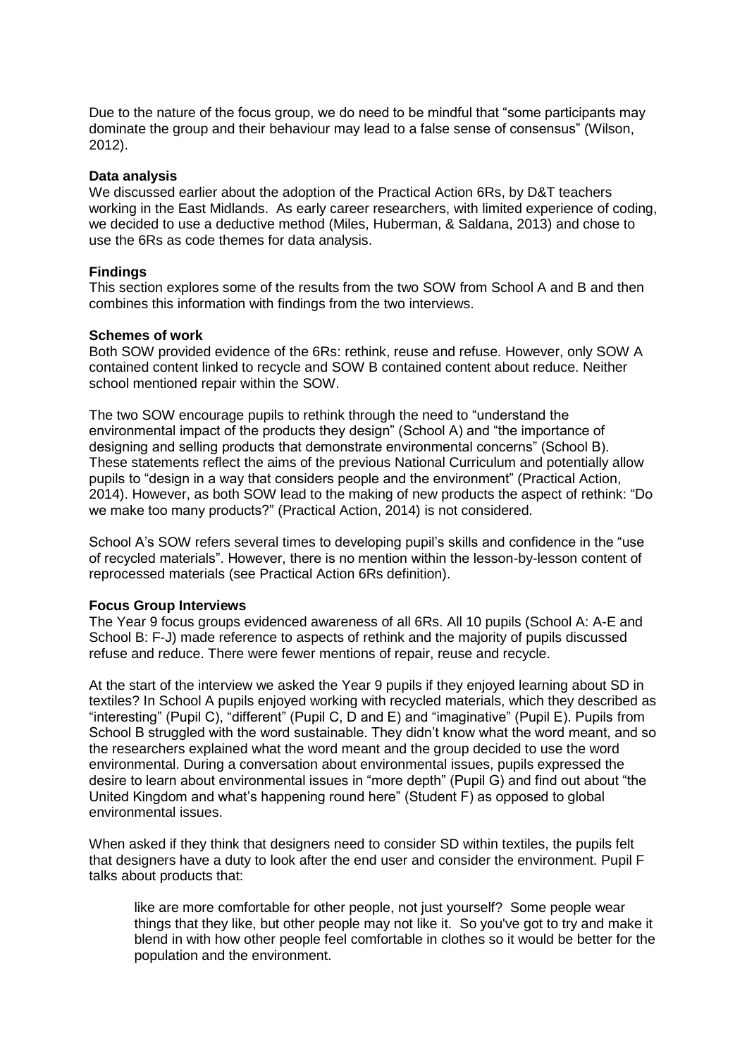Due to the nature of the focus group, we do need to be mindful that "some participants may dominate the group and their behaviour may lead to a false sense of consensus" (Wilson, 2012).

**Data analysis**

We discussed earlier about the adoption of the Practical Action 6Rs, by D&T teachers working in the East Midlands. As early career researchers, with limited experience of coding, we decided to use a deductive method (Miles, Huberman, & Saldana, 2013) and chose to use the 6Rs as code themes for data analysis.

**Findings**

This section explores some of the results from the two SOW from School A and B and then combines this information with findings from the two interviews.

**Schemes of work**

Both SOW provided evidence of the 6Rs: rethink, reuse and refuse. However, only SOW A contained content linked to recycle and SOW B contained content about reduce. Neither school mentioned repair within the SOW.

The two SOW encourage pupils to rethink through the need to "understand the environmental impact of the products they design" (School A) and "the importance of designing and selling products that demonstrate environmental concerns" (School B). These statements reflect the aims of the previous National Curriculum and potentially allow pupils to "design in a way that considers people and the environment" (Practical Action, 2014). However, as both SOW lead to the making of new products the aspect of rethink: "Do we make too many products?" (Practical Action, 2014) is not considered.

School A's SOW refers several times to developing pupil's skills and confidence in the "use of recycled materials". However, there is no mention within the lesson-by-lesson content of reprocessed materials (see Practical Action 6Rs definition).

**Focus Group Interviews**

The Year 9 focus groups evidenced awareness of all 6Rs. All 10 pupils (School A: A-E and School B: F-J) made reference to aspects of rethink and the majority of pupils discussed refuse and reduce. There were fewer mentions of repair, reuse and recycle.

At the start of the interview we asked the Year 9 pupils if they enjoyed learning about SD in textiles? In School A pupils enjoyed working with recycled materials, which they described as "interesting" (Pupil C), "different" (Pupil C, D and E) and "imaginative" (Pupil E). Pupils from School B struggled with the word sustainable. They didn't know what the word meant, and so the researchers explained what the word meant and the group decided to use the word environmental. During a conversation about environmental issues, pupils expressed the desire to learn about environmental issues in "more depth" (Pupil G) and find out about "the United Kingdom and what's happening round here" (Student F) as opposed to global environmental issues.

When asked if they think that designers need to consider SD within textiles, the pupils felt that designers have a duty to look after the end user and consider the environment. Pupil F talks about products that:

> like are more comfortable for other people, not just yourself? Some people wear things that they like, but other people may not like it. So you've got to try and make it blend in with how other people feel comfortable in clothes so it would be better for the population and the environment.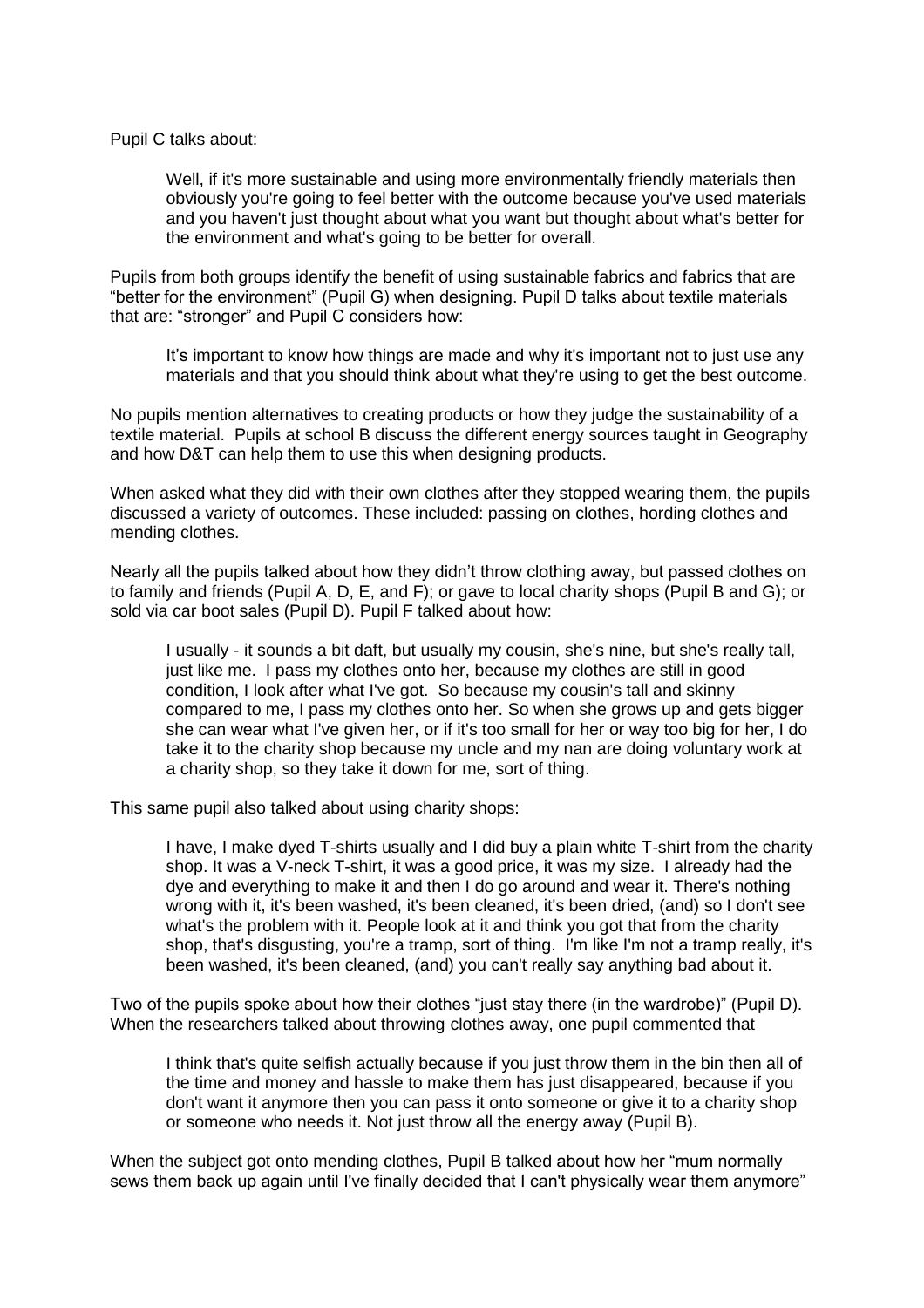Pupil C talks about:

> Well, if it's more sustainable and using more environmentally friendly materials then obviously you're going to feel better with the outcome because you've used materials and you haven't just thought about what you want but thought about what's better for the environment and what's going to be better for overall.

Pupils from both groups identify the benefit of using sustainable fabrics and fabrics that are "better for the environment" (Pupil G) when designing. Pupil D talks about textile materials that are: "stronger" and Pupil C considers how:

> It's important to know how things are made and why it's important not to just use any materials and that you should think about what they're using to get the best outcome.

No pupils mention alternatives to creating products or how they judge the sustainability of a textile material. Pupils at school B discuss the different energy sources taught in Geography and how D&T can help them to use this when designing products.

When asked what they did with their own clothes after they stopped wearing them, the pupils discussed a variety of outcomes. These included: passing on clothes, hording clothes and mending clothes.

Nearly all the pupils talked about how they didn't throw clothing away, but passed clothes on to family and friends (Pupil A, D, E, and F); or gave to local charity shops (Pupil B and G); or sold via car boot sales (Pupil D). Pupil F talked about how:

> I usually - it sounds a bit daft, but usually my cousin, she's nine, but she's really tall, just like me. I pass my clothes onto her, because my clothes are still in good condition, I look after what I've got. So because my cousin's tall and skinny compared to me, I pass my clothes onto her. So when she grows up and gets bigger she can wear what I've given her, or if it's too small for her or way too big for her, I do take it to the charity shop because my uncle and my nan are doing voluntary work at a charity shop, so they take it down for me, sort of thing.

This same pupil also talked about using charity shops:

> I have, I make dyed T-shirts usually and I did buy a plain white T-shirt from the charity shop. It was a V-neck T-shirt, it was a good price, it was my size. I already had the dye and everything to make it and then I do go around and wear it. There's nothing wrong with it, it's been washed, it's been cleaned, it's been dried, (and) so I don't see what's the problem with it. People look at it and think you got that from the charity shop, that's disgusting, you're a tramp, sort of thing. I'm like I'm not a tramp really, it's been washed, it's been cleaned, (and) you can't really say anything bad about it.

Two of the pupils spoke about how their clothes "just stay there (in the wardrobe)" (Pupil D). When the researchers talked about throwing clothes away, one pupil commented that

> I think that's quite selfish actually because if you just throw them in the bin then all of the time and money and hassle to make them has just disappeared, because if you don't want it anymore then you can pass it onto someone or give it to a charity shop or someone who needs it. Not just throw all the energy away (Pupil B).

When the subject got onto mending clothes, Pupil B talked about how her "mum normally sews them back up again until I've finally decided that I can't physically wear them anymore"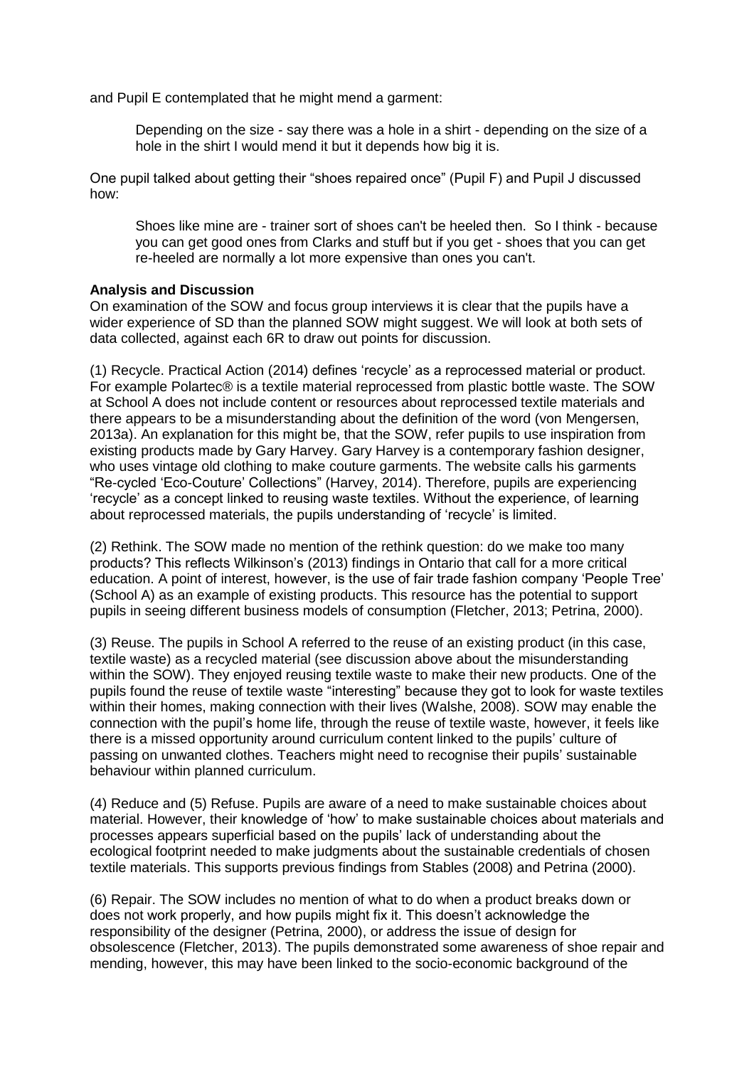and Pupil E contemplated that he might mend a garment:

> Depending on the size - say there was a hole in a shirt - depending on the size of a hole in the shirt I would mend it but it depends how big it is.

One pupil talked about getting their "shoes repaired once" (Pupil F) and Pupil J discussed how:

> Shoes like mine are - trainer sort of shoes can't be heeled then. So I think - because you can get good ones from Clarks and stuff but if you get - shoes that you can get re-heeled are normally a lot more expensive than ones you can't.

**Analysis and Discussion**

On examination of the SOW and focus group interviews it is clear that the pupils have a wider experience of SD than the planned SOW might suggest. We will look at both sets of data collected, against each 6R to draw out points for discussion.

(1) Recycle. Practical Action (2014) defines 'recycle' as a reprocessed material or product. For example Polartec® is a textile material reprocessed from plastic bottle waste. The SOW at School A does not include content or resources about reprocessed textile materials and there appears to be a misunderstanding about the definition of the word (von Mengersen, 2013a). An explanation for this might be, that the SOW, refer pupils to use inspiration from existing products made by Gary Harvey. Gary Harvey is a contemporary fashion designer, who uses vintage old clothing to make couture garments. The website calls his garments "Re-cycled 'Eco-Couture' Collections" (Harvey, 2014). Therefore, pupils are experiencing 'recycle' as a concept linked to reusing waste textiles. Without the experience, of learning about reprocessed materials, the pupils understanding of 'recycle' is limited.

(2) Rethink. The SOW made no mention of the rethink question: do we make too many products? This reflects Wilkinson's (2013) findings in Ontario that call for a more critical education. A point of interest, however, is the use of fair trade fashion company 'People Tree' (School A) as an example of existing products. This resource has the potential to support pupils in seeing different business models of consumption (Fletcher, 2013; Petrina, 2000).

(3) Reuse. The pupils in School A referred to the reuse of an existing product (in this case, textile waste) as a recycled material (see discussion above about the misunderstanding within the SOW). They enjoyed reusing textile waste to make their new products. One of the pupils found the reuse of textile waste "interesting" because they got to look for waste textiles within their homes, making connection with their lives (Walshe, 2008). SOW may enable the connection with the pupil's home life, through the reuse of textile waste, however, it feels like there is a missed opportunity around curriculum content linked to the pupils' culture of passing on unwanted clothes. Teachers might need to recognise their pupils' sustainable behaviour within planned curriculum.

(4) Reduce and (5) Refuse. Pupils are aware of a need to make sustainable choices about material. However, their knowledge of 'how' to make sustainable choices about materials and processes appears superficial based on the pupils' lack of understanding about the ecological footprint needed to make judgments about the sustainable credentials of chosen textile materials. This supports previous findings from Stables (2008) and Petrina (2000).

(6) Repair. The SOW includes no mention of what to do when a product breaks down or does not work properly, and how pupils might fix it. This doesn't acknowledge the responsibility of the designer (Petrina, 2000), or address the issue of design for obsolescence (Fletcher, 2013). The pupils demonstrated some awareness of shoe repair and mending, however, this may have been linked to the socio-economic background of the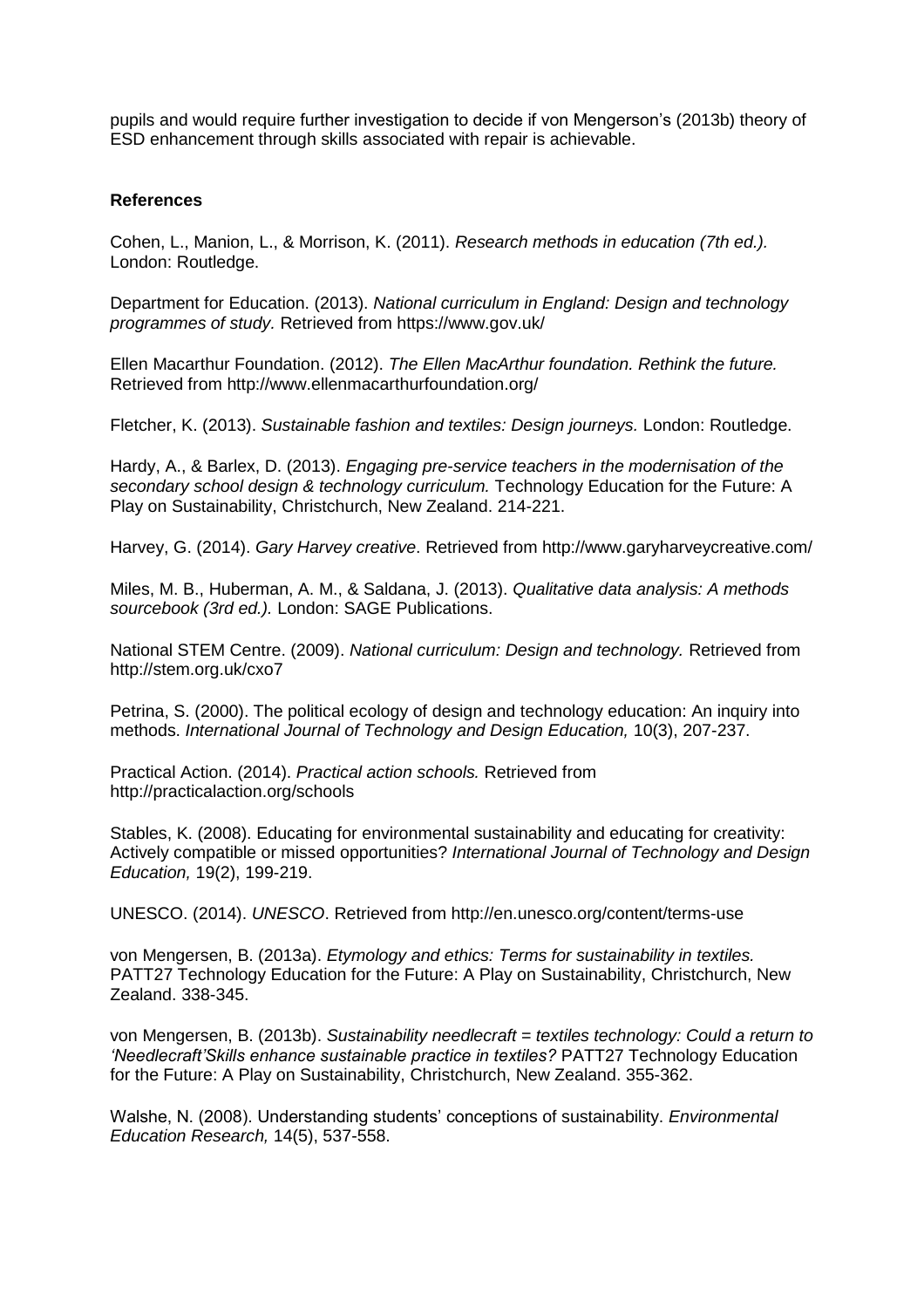pupils and would require further investigation to decide if von Mengerson's (2013b) theory of ESD enhancement through skills associated with repair is achievable.

**References**

Cohen, L., Manion, L., & Morrison, K. (2011). *Research methods in education (7th ed.).* London: Routledge.

Department for Education. (2013). *National curriculum in England: Design and technology programmes of study.* Retrieved from https://www.gov.uk/

Ellen Macarthur Foundation. (2012). *The Ellen MacArthur foundation. Rethink the future.* Retrieved from http://www.ellenmacarthurfoundation.org/

Fletcher, K. (2013). *Sustainable fashion and textiles: Design journeys.* London: Routledge.

Hardy, A., & Barlex, D. (2013). *Engaging pre-service teachers in the modernisation of the secondary school design & technology curriculum.* Technology Education for the Future: A Play on Sustainability, Christchurch, New Zealand. 214-221.

Harvey, G. (2014). *Gary Harvey creative*. Retrieved from http://www.garyharveycreative.com/

Miles, M. B., Huberman, A. M., & Saldana, J. (2013). *Qualitative data analysis: A methods sourcebook (3rd ed.).* London: SAGE Publications.

National STEM Centre. (2009). *National curriculum: Design and technology.* Retrieved from http://stem.org.uk/cxo7

Petrina, S. (2000). The political ecology of design and technology education: An inquiry into methods. *International Journal of Technology and Design Education,* 10(3), 207-237.

Practical Action. (2014). *Practical action schools.* Retrieved from http://practicalaction.org/schools

Stables, K. (2008). Educating for environmental sustainability and educating for creativity: Actively compatible or missed opportunities? *International Journal of Technology and Design Education,* 19(2), 199-219.

UNESCO. (2014). *UNESCO*. Retrieved from http://en.unesco.org/content/terms-use

von Mengersen, B. (2013a). *Etymology and ethics: Terms for sustainability in textiles.* PATT27 Technology Education for the Future: A Play on Sustainability, Christchurch, New Zealand. 338-345.

von Mengersen, B. (2013b). *Sustainability needlecraft = textiles technology: Could a return to 'Needlecraft'Skills enhance sustainable practice in textiles?* PATT27 Technology Education for the Future: A Play on Sustainability, Christchurch, New Zealand. 355-362.

Walshe, N. (2008). Understanding students' conceptions of sustainability. *Environmental Education Research,* 14(5), 537-558.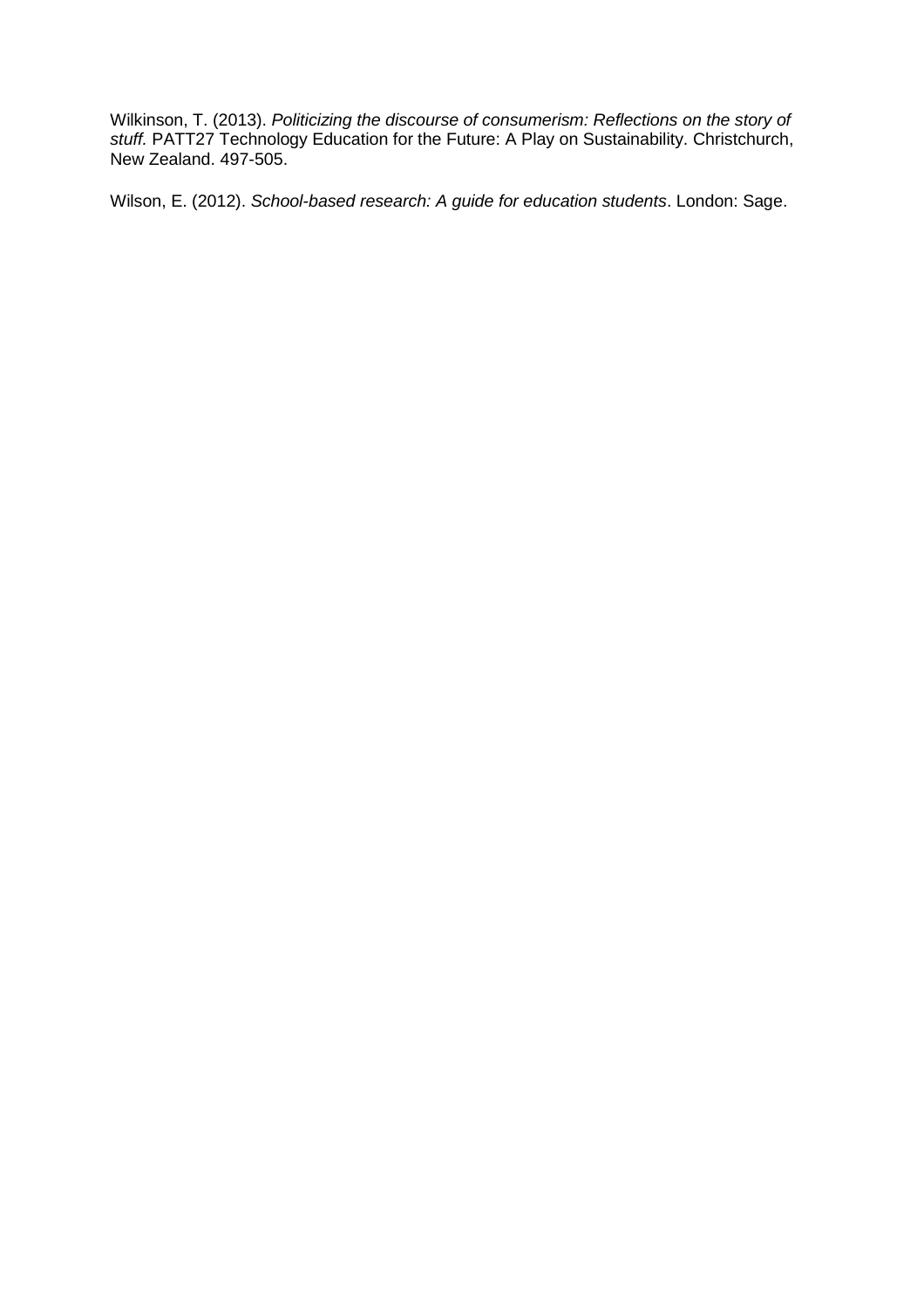Wilkinson, T. (2013). *Politicizing the discourse of consumerism: Reflections on the story of stuff.* PATT27 Technology Education for the Future: A Play on Sustainability. Christchurch, New Zealand. 497-505.

Wilson, E. (2012). *School-based research: A guide for education students*. London: Sage.